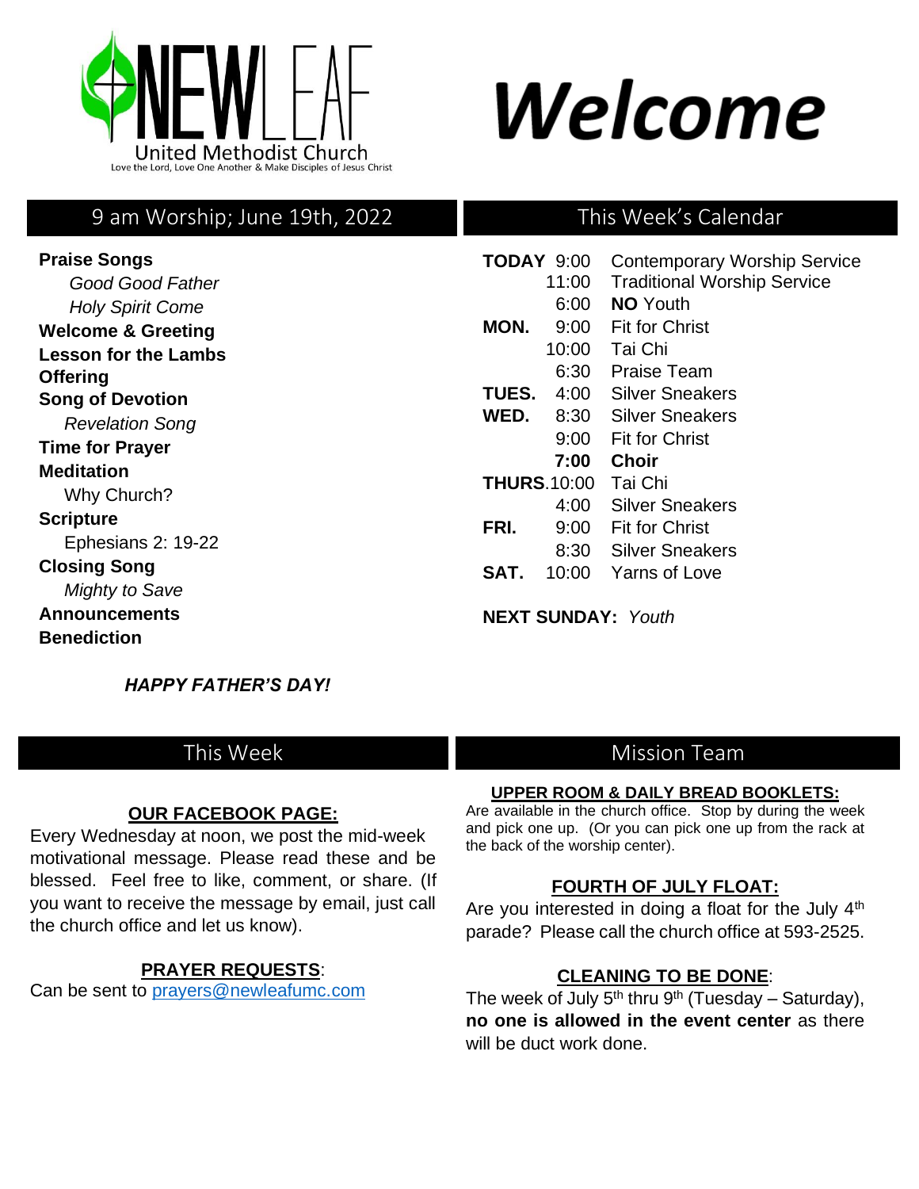# NEWLEAF

United Methodist Church

Love the Lord, Love One Another & Make Disciples of Jesus Christ

# Welcome

## 9 am Worship; June 19th, 2022

**Praise Songs**

*Good Good Father*

*Holy Spirit Come*

**Welcome & Greeting**

**Lesson for the Lambs**

**Offering**

**Song of Devotion**

*Revelation Song*

**Time for Prayer**

**Meditation**

Why Church?

**Scripture**

Ephesians 2: 19-22

**Closing Song**

*Mighty to Save*

**Announcements**

**Benediction**

***HAPPY FATHER'S DAY!***

## This Week's Calendar

| | | |
|---|---|---|
| **TODAY** | 9:00 | Contemporary Worship Service |
| | 11:00 | Traditional Worship Service |
| | 6:00 | **NO** Youth |
| **MON.** | 9:00 | Fit for Christ |
| | 10:00 | Tai Chi |
| | 6:30 | Praise Team |
| **TUES.** | 4:00 | Silver Sneakers |
| **WED.** | 8:30 | Silver Sneakers |
| | 9:00 | Fit for Christ |
| | **7:00** | **Choir** |
| **THURS.** | 10:00 | Tai Chi |
| | 4:00 | Silver Sneakers |
| **FRI.** | 9:00 | Fit for Christ |
| | 8:30 | Silver Sneakers |
| **SAT.** | 10:00 | Yarns of Love |

**NEXT SUNDAY:** *Youth*

## This Week

**OUR FACEBOOK PAGE:**

Every Wednesday at noon, we post the mid-week motivational message. Please read these and be blessed. Feel free to like, comment, or share. (If you want to receive the message by email, just call the church office and let us know).

**PRAYER REQUESTS**:

Can be sent to prayers@newleafumc.com

## Mission Team

**UPPER ROOM & DAILY BREAD BOOKLETS:**

Are available in the church office. Stop by during the week and pick one up. (Or you can pick one up from the rack at the back of the worship center).

**FOURTH OF JULY FLOAT:**

Are you interested in doing a float for the July 4th parade? Please call the church office at 593-2525.

**CLEANING TO BE DONE**:

The week of July 5th thru 9th (Tuesday – Saturday), **no one is allowed in the event center** as there will be duct work done.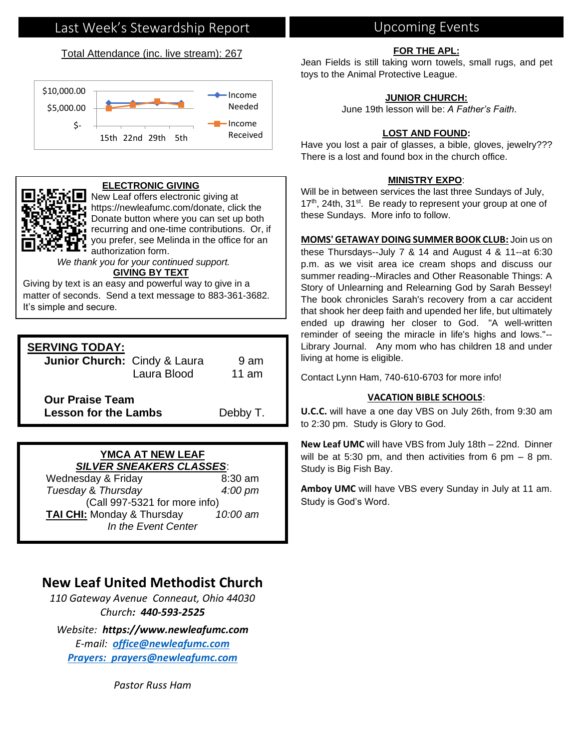## Last Week's Stewardship Report

Total Attendance (inc. live stream): 267

$10,000.00
$5,000.00
$-
15th 22nd 29th 5th
Income Needed
Income Received

### ELECTRONIC GIVING

New Leaf offers electronic giving at https://newleafumc.com/donate, click the Donate button where you can set up both recurring and one-time contributions. Or, if you prefer, see Melinda in the office for an authorization form.

*We thank you for your continued support.*

### GIVING BY TEXT

Giving by text is an easy and powerful way to give in a matter of seconds. Send a text message to 883-361-3682. It's simple and secure.

### SERVING TODAY:

| | | |
|---|---|---|
| **Junior Church:** | Cindy & Laura | 9 am |
| | Laura Blood | 11 am |
| **Our Praise Team** | | |
| **Lesson for the Lambs** | | Debby T. |

### YMCA AT NEW LEAF

***SILVER SNEAKERS CLASSES***:

Wednesday & Friday 8:30 am
*Tuesday & Thursday 4:00 pm*
(Call 997-5321 for more info)
**TAI CHI:** Monday & Thursday *10:00 am*
*In the Event Center*

## New Leaf United Methodist Church

*110 Gateway Avenue Conneaut, Ohio 44030*
*Church: **440-593-2525***

*Website: **https://www.newleafumc.com***
*E-mail: **office@newleafumc.com***
***Prayers: prayers@newleafumc.com***

*Pastor Russ Ham*

## Upcoming Events

### FOR THE APL:

Jean Fields is still taking worn towels, small rugs, and pet toys to the Animal Protective League.

### JUNIOR CHURCH:

June 19th lesson will be: *A Father's Faith*.

### LOST AND FOUND:

Have you lost a pair of glasses, a bible, gloves, jewelry??? There is a lost and found box in the church office.

### MINISTRY EXPO:

Will be in between services the last three Sundays of July, 17th, 24th, 31st. Be ready to represent your group at one of these Sundays. More info to follow.

**MOMS' GETAWAY DOING SUMMER BOOK CLUB:** Join us on these Thursdays--July 7 & 14 and August 4 & 11--at 6:30 p.m. as we visit area ice cream shops and discuss our summer reading--Miracles and Other Reasonable Things: A Story of Unlearning and Relearning God by Sarah Bessey! The book chronicles Sarah's recovery from a car accident that shook her deep faith and upended her life, but ultimately ended up drawing her closer to God. "A well-written reminder of seeing the miracle in life's highs and lows."--Library Journal. Any mom who has children 18 and under living at home is eligible.

Contact Lynn Ham, 740-610-6703 for more info!

### VACATION BIBLE SCHOOLS:

**U.C.C.** will have a one day VBS on July 26th, from 9:30 am to 2:30 pm. Study is Glory to God.

**New Leaf UMC** will have VBS from July 18th – 22nd. Dinner will be at 5:30 pm, and then activities from 6 pm – 8 pm. Study is Big Fish Bay.

**Amboy UMC** will have VBS every Sunday in July at 11 am. Study is God's Word.